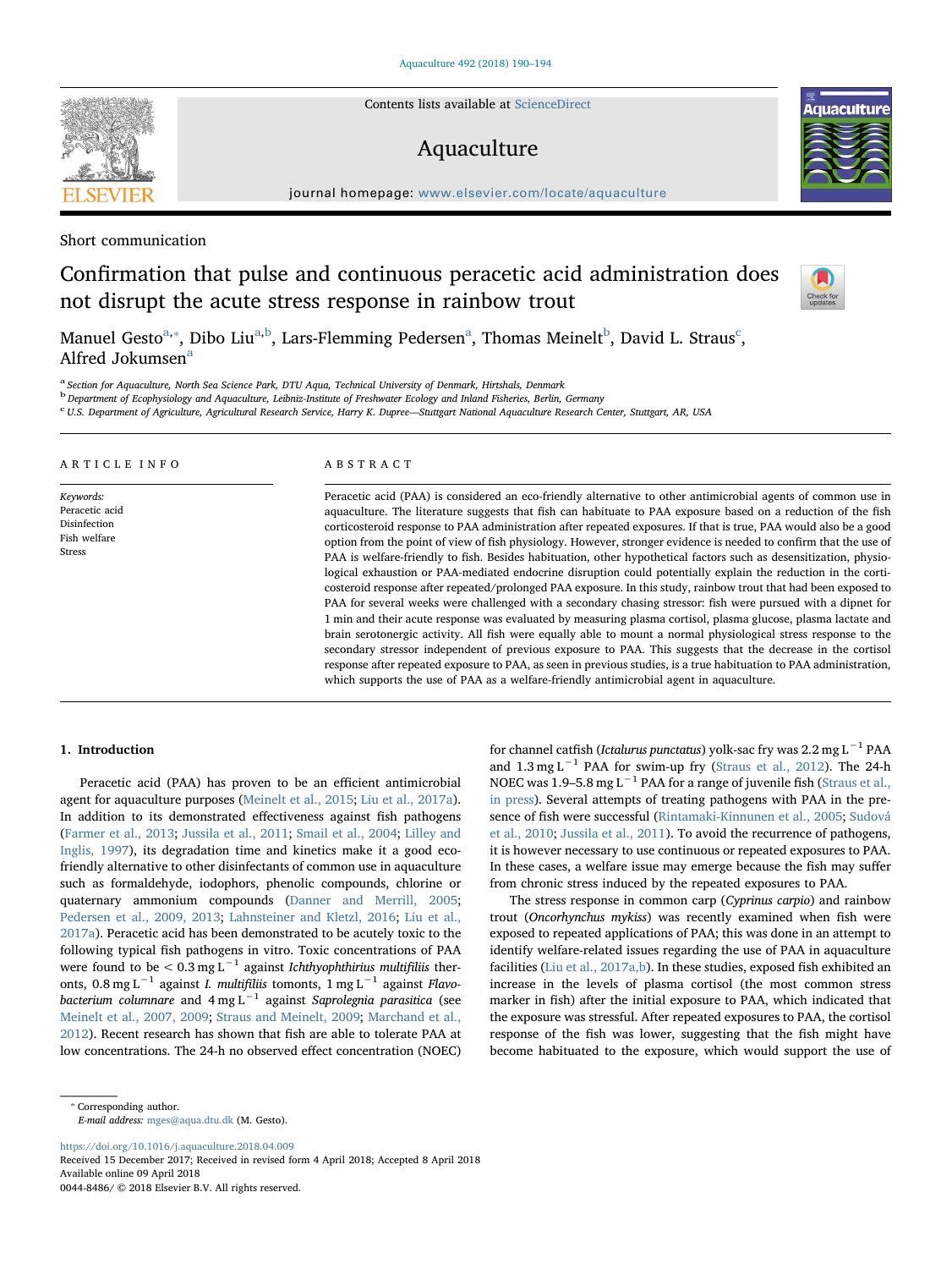Short communication

# Confirmation that pulse and continuous peracetic acid administration does not disrupt the acute stress response in rainbow trout

Manuel Gesto[a,*], Dibo Liu[a,b], Lars-Flemming Pedersen[a], Thomas Meinelt[b], David L. Straus[c], Alfred Jokumsen[a]

[a] Section for Aquaculture, North Sea Science Park, DTU Aqua, Technical University of Denmark, Hirtshals, Denmark
[b] Department of Ecophysiology and Aquaculture, Leibniz-Institute of Freshwater Ecology and Inland Fisheries, Berlin, Germany
[c] U.S. Department of Agriculture, Agricultural Research Service, Harry K. Dupree—Stuttgart National Aquaculture Research Center, Stuttgart, AR, USA

## ARTICLE INFO

*Keywords:*
Peracetic acid
Disinfection
Fish welfare
Stress

## ABSTRACT

Peracetic acid (PAA) is considered an eco-friendly alternative to other antimicrobial agents of common use in aquaculture. The literature suggests that fish can habituate to PAA exposure based on a reduction of the fish corticosteroid response to PAA administration after repeated exposures. If that is true, PAA would also be a good option from the point of view of fish physiology. However, stronger evidence is needed to confirm that the use of PAA is welfare-friendly to fish. Besides habituation, other hypothetical factors such as desensitization, physiological exhaustion or PAA-mediated endocrine disruption could potentially explain the reduction in the corticosteroid response after repeated/prolonged PAA exposure. In this study, rainbow trout that had been exposed to PAA for several weeks were challenged with a secondary chasing stressor: fish were pursued with a dipnet for 1 min and their acute response was evaluated by measuring plasma cortisol, plasma glucose, plasma lactate and brain serotonergic activity. All fish were equally able to mount a normal physiological stress response to the secondary stressor independent of previous exposure to PAA. This suggests that the decrease in the cortisol response after repeated exposure to PAA, as seen in previous studies, is a true habituation to PAA administration, which supports the use of PAA as a welfare-friendly antimicrobial agent in aquaculture.

## 1. Introduction

Peracetic acid (PAA) has proven to be an efficient antimicrobial agent for aquaculture purposes (Meinelt et al., 2015; Liu et al., 2017a). In addition to its demonstrated effectiveness against fish pathogens (Farmer et al., 2013; Jussila et al., 2011; Smail et al., 2004; Lilley and Inglis, 1997), its degradation time and kinetics make it a good eco-friendly alternative to other disinfectants of common use in aquaculture such as formaldehyde, iodophors, phenolic compounds, chlorine or quaternary ammonium compounds (Danner and Merrill, 2005; Pedersen et al., 2009, 2013; Lahnsteiner and Kletzl, 2016; Liu et al., 2017a). Peracetic acid has been demonstrated to be acutely toxic to the following typical fish pathogens in vitro. Toxic concentrations of PAA were found to be $< 0.3\,\text{mg}\,\text{L}^{-1}$ against *Ichthyophthirius multifiliis* theronts, $0.8\,\text{mg}\,\text{L}^{-1}$ against *I. multifiliis* tomonts, $1\,\text{mg}\,\text{L}^{-1}$ against *Flavobacterium columnare* and $4\,\text{mg}\,\text{L}^{-1}$ against *Saprolegnia parasitica* (see Meinelt et al., 2007, 2009; Straus and Meinelt, 2009; Marchand et al., 2012). Recent research has shown that fish are able to tolerate PAA at low concentrations. The 24-h no observed effect concentration (NOEC) for channel catfish (*Ictalurus punctatus*) yolk-sac fry was $2.2\,\text{mg}\,\text{L}^{-1}$ PAA and $1.3\,\text{mg}\,\text{L}^{-1}$ PAA for swim-up fry (Straus et al., 2012). The 24-h NOEC was $1.9–5.8\,\text{mg}\,\text{L}^{-1}$ PAA for a range of juvenile fish (Straus et al., in press). Several attempts of treating pathogens with PAA in the presence of fish were successful (Rintamaki-Kinnunen et al., 2005; Sudová et al., 2010; Jussila et al., 2011). To avoid the recurrence of pathogens, it is however necessary to use continuous or repeated exposures to PAA. In these cases, a welfare issue may emerge because the fish may suffer from chronic stress induced by the repeated exposures to PAA.

The stress response in common carp (*Cyprinus carpio*) and rainbow trout (*Oncorhynchus mykiss*) was recently examined when fish were exposed to repeated applications of PAA; this was done in an attempt to identify welfare-related issues regarding the use of PAA in aquaculture facilities (Liu et al., 2017a,b). In these studies, exposed fish exhibited an increase in the levels of plasma cortisol (the most common stress marker in fish) after the initial exposure to PAA, which indicated that the exposure was stressful. After repeated exposures to PAA, the cortisol response of the fish was lower, suggesting that the fish might have become habituated to the exposure, which would support the use of

\* Corresponding author.
*E-mail address:* mges@aqua.dtu.dk (M. Gesto).

https://doi.org/10.1016/j.aquaculture.2018.04.009
Received 15 December 2017; Received in revised form 4 April 2018; Accepted 8 April 2018
Available online 09 April 2018
0044-8486/ © 2018 Elsevier B.V. All rights reserved.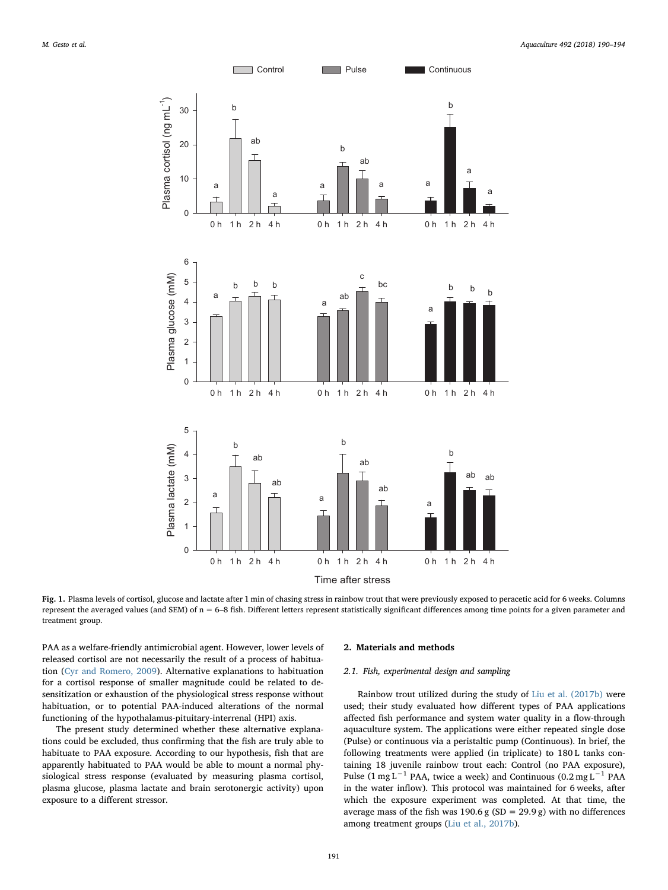**Fig. 1.** Plasma levels of cortisol, glucose and lactate after 1 min of chasing stress in rainbow trout that were previously exposed to peracetic acid for 6 weeks. Columns represent the averaged values (and SEM) of n = 6–8 fish. Different letters represent statistically significant differences among time points for a given parameter and treatment group.

PAA as a welfare-friendly antimicrobial agent. However, lower levels of released cortisol are not necessarily the result of a process of habituation (Cyr and Romero, 2009). Alternative explanations to habituation for a cortisol response of smaller magnitude could be related to desensitization or exhaustion of the physiological stress response without habituation, or to potential PAA-induced alterations of the normal functioning of the hypothalamus-pituitary-interrenal (HPI) axis.

The present study determined whether these alternative explanations could be excluded, thus confirming that the fish are truly able to habituate to PAA exposure. According to our hypothesis, fish that are apparently habituated to PAA would be able to mount a normal physiological stress response (evaluated by measuring plasma cortisol, plasma glucose, plasma lactate and brain serotonergic activity) upon exposure to a different stressor.

## 2. Materials and methods

### 2.1. Fish, experimental design and sampling

Rainbow trout utilized during the study of Liu et al. (2017b) were used; their study evaluated how different types of PAA applications affected fish performance and system water quality in a flow-through aquaculture system. The applications were either repeated single dose (Pulse) or continuous via a peristaltic pump (Continuous). In brief, the following treatments were applied (in triplicate) to 180 L tanks containing 18 juvenile rainbow trout each: Control (no PAA exposure), Pulse (1 $mg\,L^{-1}$ PAA, twice a week) and Continuous (0.2 $mg\,L^{-1}$ PAA in the water inflow). This protocol was maintained for 6 weeks, after which the exposure experiment was completed. At that time, the average mass of the fish was 190.6 g (SD = 29.9 g) with no differences among treatment groups (Liu et al., 2017b).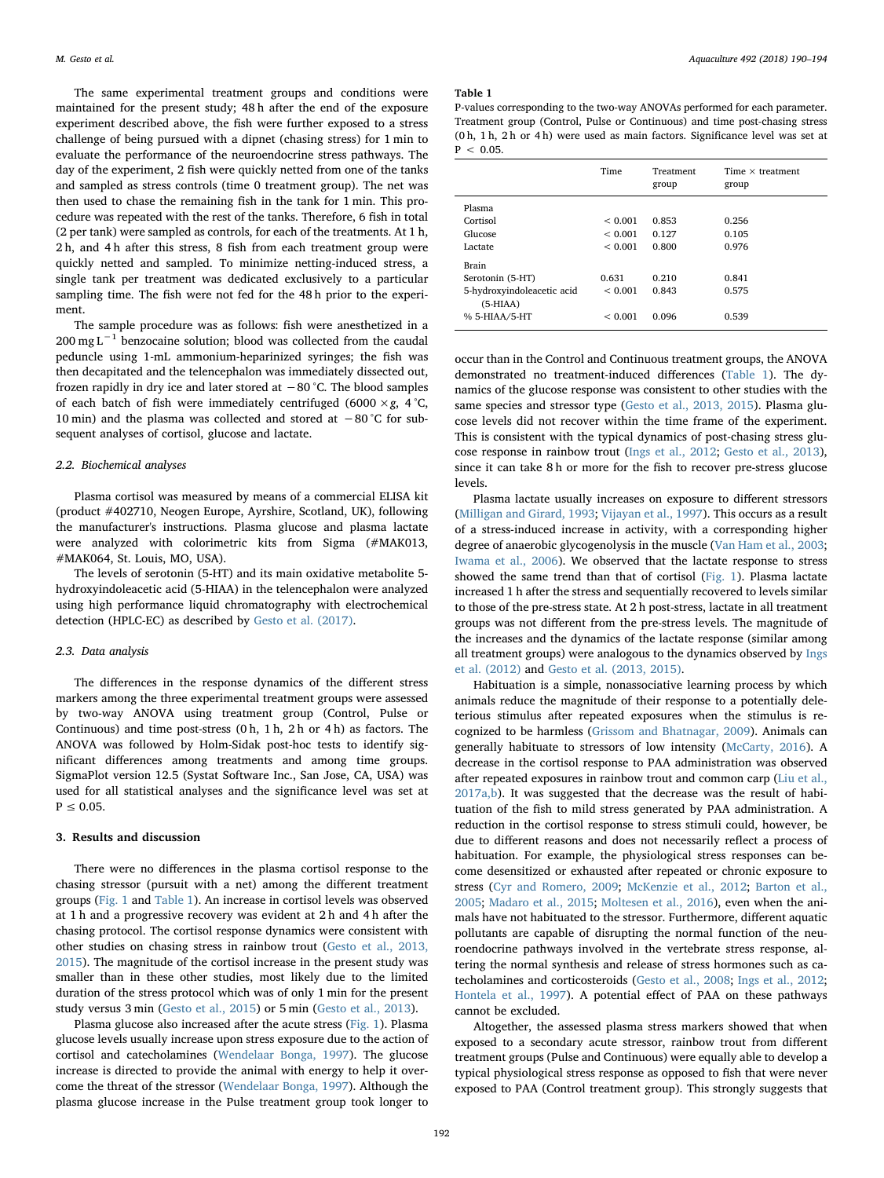The same experimental treatment groups and conditions were maintained for the present study; 48 h after the end of the exposure experiment described above, the fish were further exposed to a stress challenge of being pursued with a dipnet (chasing stress) for 1 min to evaluate the performance of the neuroendocrine stress pathways. The day of the experiment, 2 fish were quickly netted from one of the tanks and sampled as stress controls (time 0 treatment group). The net was then used to chase the remaining fish in the tank for 1 min. This procedure was repeated with the rest of the tanks. Therefore, 6 fish in total (2 per tank) were sampled as controls, for each of the treatments. At 1 h, 2 h, and 4 h after this stress, 8 fish from each treatment group were quickly netted and sampled. To minimize netting-induced stress, a single tank per treatment was dedicated exclusively to a particular sampling time. The fish were not fed for the 48 h prior to the experiment.

The sample procedure was as follows: fish were anesthetized in a 200 mg $L^{-1}$ benzocaine solution; blood was collected from the caudal peduncle using 1-mL ammonium-heparinized syringes; the fish was then decapitated and the telencephalon was immediately dissected out, frozen rapidly in dry ice and later stored at −80 °C. The blood samples of each batch of fish were immediately centrifuged (6000 × $g$, 4 °C, 10 min) and the plasma was collected and stored at −80 °C for subsequent analyses of cortisol, glucose and lactate.

### 2.2. Biochemical analyses

Plasma cortisol was measured by means of a commercial ELISA kit (product #402710, Neogen Europe, Ayrshire, Scotland, UK), following the manufacturer's instructions. Plasma glucose and plasma lactate were analyzed with colorimetric kits from Sigma (#MAK013, #MAK064, St. Louis, MO, USA).

The levels of serotonin (5-HT) and its main oxidative metabolite 5-hydroxyindoleacetic acid (5-HIAA) in the telencephalon were analyzed using high performance liquid chromatography with electrochemical detection (HPLC-EC) as described by Gesto et al. (2017).

### 2.3. Data analysis

The differences in the response dynamics of the different stress markers among the three experimental treatment groups were assessed by two-way ANOVA using treatment group (Control, Pulse or Continuous) and time post-stress (0 h, 1 h, 2 h or 4 h) as factors. The ANOVA was followed by Holm-Sidak post-hoc tests to identify significant differences among treatments and among time groups. SigmaPlot version 12.5 (Systat Software Inc., San Jose, CA, USA) was used for all statistical analyses and the significance level was set at $P \leq 0.05$.

## 3. Results and discussion

There were no differences in the plasma cortisol response to the chasing stressor (pursuit with a net) among the different treatment groups (Fig. 1 and Table 1). An increase in cortisol levels was observed at 1 h and a progressive recovery was evident at 2 h and 4 h after the chasing protocol. The cortisol response dynamics were consistent with other studies on chasing stress in rainbow trout (Gesto et al., 2013, 2015). The magnitude of the cortisol increase in the present study was smaller than in these other studies, most likely due to the limited duration of the stress protocol which was of only 1 min for the present study versus 3 min (Gesto et al., 2015) or 5 min (Gesto et al., 2013).

Plasma glucose also increased after the acute stress (Fig. 1). Plasma glucose levels usually increase upon stress exposure due to the action of cortisol and catecholamines (Wendelaar Bonga, 1997). The glucose increase is directed to provide the animal with energy to help it overcome the threat of the stressor (Wendelaar Bonga, 1997). Although the plasma glucose increase in the Pulse treatment group took longer to

**Table 1**
P-values corresponding to the two-way ANOVAs performed for each parameter. Treatment group (Control, Pulse or Continuous) and time post-chasing stress (0 h, 1 h, 2 h or 4 h) were used as main factors. Significance level was set at $P < 0.05$.

| | Time | Treatment group | Time × treatment group |
|---|---|---|---|
| Plasma | | | |
| Cortisol | < 0.001 | 0.853 | 0.256 |
| Glucose | < 0.001 | 0.127 | 0.105 |
| Lactate | < 0.001 | 0.800 | 0.976 |
| Brain | | | |
| Serotonin (5-HT) | 0.631 | 0.210 | 0.841 |
| 5-hydroxyindoleacetic acid (5-HIAA) | < 0.001 | 0.843 | 0.575 |
| % 5-HIAA/5-HT | < 0.001 | 0.096 | 0.539 |

occur than in the Control and Continuous treatment groups, the ANOVA demonstrated no treatment-induced differences (Table 1). The dynamics of the glucose response was consistent to other studies with the same species and stressor type (Gesto et al., 2013, 2015). Plasma glucose levels did not recover within the time frame of the experiment. This is consistent with the typical dynamics of post-chasing stress glucose response in rainbow trout (Ings et al., 2012; Gesto et al., 2013), since it can take 8 h or more for the fish to recover pre-stress glucose levels.

Plasma lactate usually increases on exposure to different stressors (Milligan and Girard, 1993; Vijayan et al., 1997). This occurs as a result of a stress-induced increase in activity, with a corresponding higher degree of anaerobic glycogenolysis in the muscle (Van Ham et al., 2003; Iwama et al., 2006). We observed that the lactate response to stress showed the same trend than that of cortisol (Fig. 1). Plasma lactate increased 1 h after the stress and sequentially recovered to levels similar to those of the pre-stress state. At 2 h post-stress, lactate in all treatment groups was not different from the pre-stress levels. The magnitude of the increases and the dynamics of the lactate response (similar among all treatment groups) were analogous to the dynamics observed by Ings et al. (2012) and Gesto et al. (2013, 2015).

Habituation is a simple, nonassociative learning process by which animals reduce the magnitude of their response to a potentially deleterious stimulus after repeated exposures when the stimulus is recognized to be harmless (Grissom and Bhatnagar, 2009). Animals can generally habituate to stressors of low intensity (McCarty, 2016). A decrease in the cortisol response to PAA administration was observed after repeated exposures in rainbow trout and common carp (Liu et al., 2017a,b). It was suggested that the decrease was the result of habituation of the fish to mild stress generated by PAA administration. A reduction in the cortisol response to stress stimuli could, however, be due to different reasons and does not necessarily reflect a process of habituation. For example, the physiological stress responses can become desensitized or exhausted after repeated or chronic exposure to stress (Cyr and Romero, 2009; McKenzie et al., 2012; Barton et al., 2005; Madaro et al., 2015; Moltesen et al., 2016), even when the animals have not habituated to the stressor. Furthermore, different aquatic pollutants are capable of disrupting the normal function of the neuroendocrine pathways involved in the vertebrate stress response, altering the normal synthesis and release of stress hormones such as catecholamines and corticosteroids (Gesto et al., 2008; Ings et al., 2012; Hontela et al., 1997). A potential effect of PAA on these pathways cannot be excluded.

Altogether, the assessed plasma stress markers showed that when exposed to a secondary acute stressor, rainbow trout from different treatment groups (Pulse and Continuous) were equally able to develop a typical physiological stress response as opposed to fish that were never exposed to PAA (Control treatment group). This strongly suggests that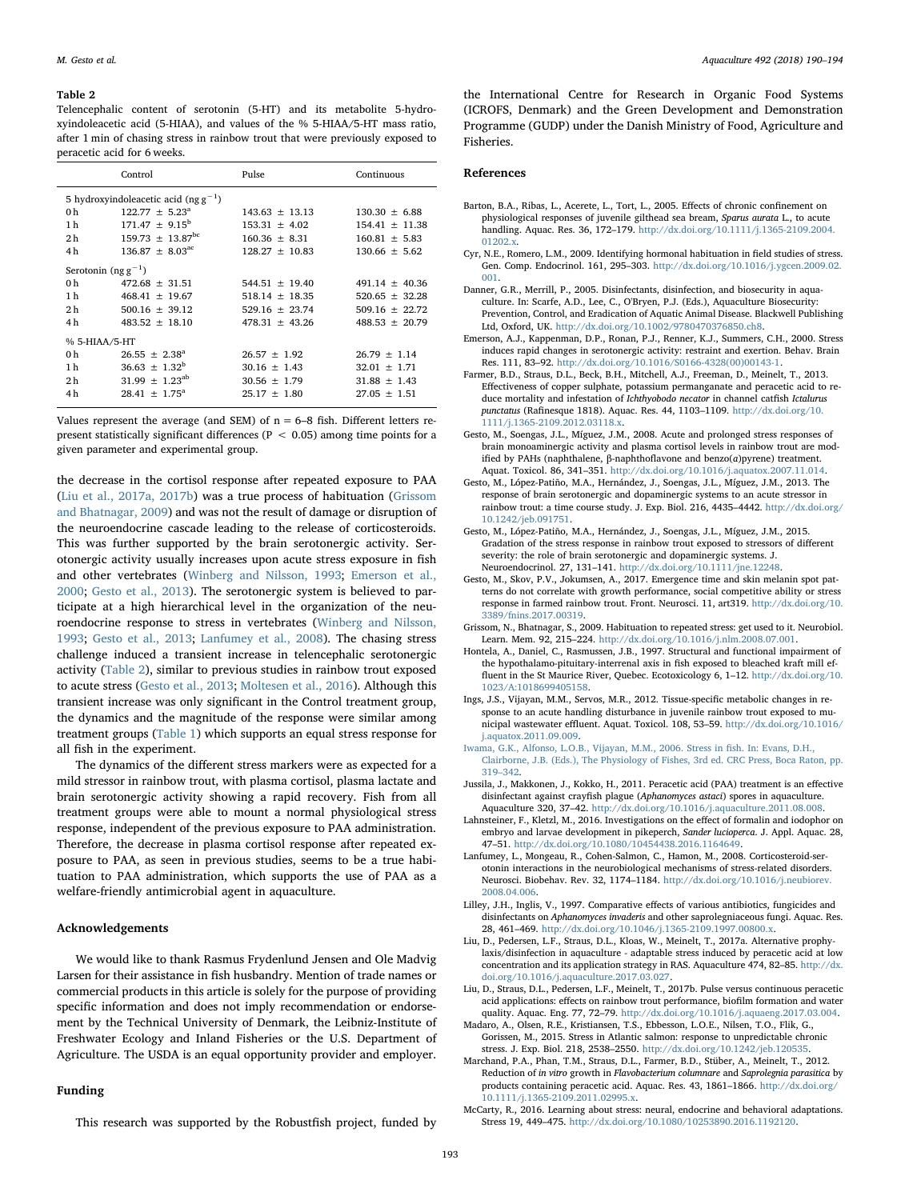**Table 2**
Telencephalic content of serotonin (5-HT) and its metabolite 5-hydroxyindoleacetic acid (5-HIAA), and values of the % 5-HIAA/5-HT mass ratio, after 1 min of chasing stress in rainbow trout that were previously exposed to peracetic acid for 6 weeks.

| | Control | Pulse | Continuous |
|---|---|---|---|
| 5 hydroxyindoleacetic acid (ng $g^{-1}$) | | | |
| 0 h | 122.77 ± 5.23[a] | 143.63 ± 13.13 | 130.30 ± 6.88 |
| 1 h | 171.47 ± 9.15[b] | 153.31 ± 4.02 | 154.41 ± 11.38 |
| 2 h | 159.73 ± 13.87[bc] | 160.36 ± 8.31 | 160.81 ± 5.83 |
| 4 h | 136.87 ± 8.03[ac] | 128.27 ± 10.83 | 130.66 ± 5.62 |
| Serotonin (ng $g^{-1}$) | | | |
| 0 h | 472.68 ± 31.51 | 544.51 ± 19.40 | 491.14 ± 40.36 |
| 1 h | 468.41 ± 19.67 | 518.14 ± 18.35 | 520.65 ± 32.28 |
| 2 h | 500.16 ± 39.12 | 529.16 ± 23.74 | 509.16 ± 22.72 |
| 4 h | 483.52 ± 18.10 | 478.31 ± 43.26 | 488.53 ± 20.79 |
| % 5-HIAA/5-HT | | | |
| 0 h | 26.55 ± 2.38[a] | 26.57 ± 1.92 | 26.79 ± 1.14 |
| 1 h | 36.63 ± 1.32[b] | 30.16 ± 1.43 | 32.01 ± 1.71 |
| 2 h | 31.99 ± 1.23[ab] | 30.56 ± 1.79 | 31.88 ± 1.43 |
| 4 h | 28.41 ± 1.75[a] | 25.17 ± 1.80 | 27.05 ± 1.51 |

Values represent the average (and SEM) of n = 6–8 fish. Different letters represent statistically significant differences ($P < 0.05$) among time points for a given parameter and experimental group.

the decrease in the cortisol response after repeated exposure to PAA (Liu et al., 2017a, 2017b) was a true process of habituation (Grissom and Bhatnagar, 2009) and was not the result of damage or disruption of the neuroendocrine cascade leading to the release of corticosteroids. This was further supported by the brain serotonergic activity. Serotonergic activity usually increases upon acute stress exposure in fish and other vertebrates (Winberg and Nilsson, 1993; Emerson et al., 2000; Gesto et al., 2013). The serotonergic system is believed to participate at a high hierarchical level in the organization of the neuroendocrine response to stress in vertebrates (Winberg and Nilsson, 1993; Gesto et al., 2013; Lanfumey et al., 2008). The chasing stress challenge induced a transient increase in telencephalic serotonergic activity (Table 2), similar to previous studies in rainbow trout exposed to acute stress (Gesto et al., 2013; Moltesen et al., 2016). Although this transient increase was only significant in the Control treatment group, the dynamics and the magnitude of the response were similar among treatment groups (Table 1) which supports an equal stress response for all fish in the experiment.

The dynamics of the different stress markers were as expected for a mild stressor in rainbow trout, with plasma cortisol, plasma lactate and brain serotonergic activity showing a rapid recovery. Fish from all treatment groups were able to mount a normal physiological stress response, independent of the previous exposure to PAA administration. Therefore, the decrease in plasma cortisol response after repeated exposure to PAA, as seen in previous studies, seems to be a true habituation to PAA administration, which supports the use of PAA as a welfare-friendly antimicrobial agent in aquaculture.

## Acknowledgements

We would like to thank Rasmus Frydenlund Jensen and Ole Madvig Larsen for their assistance in fish husbandry. Mention of trade names or commercial products in this article is solely for the purpose of providing specific information and does not imply recommendation or endorsement by the Technical University of Denmark, the Leibniz-Institute of Freshwater Ecology and Inland Fisheries or the U.S. Department of Agriculture. The USDA is an equal opportunity provider and employer.

## Funding

This research was supported by the Robustfish project, funded by the International Centre for Research in Organic Food Systems (ICROFS, Denmark) and the Green Development and Demonstration Programme (GUDP) under the Danish Ministry of Food, Agriculture and Fisheries.

## References

Barton, B.A., Ribas, L., Acerete, L., Tort, L., 2005. Effects of chronic confinement on physiological responses of juvenile gilthead sea bream, *Sparus aurata* L., to acute handling. Aquac. Res. 36, 172–179. http://dx.doi.org/10.1111/j.1365-2109.2004.01202.x.

Cyr, N.E., Romero, L.M., 2009. Identifying hormonal habituation in field studies of stress. Gen. Comp. Endocrinol. 161, 295–303. http://dx.doi.org/10.1016/j.ygcen.2009.02.001.

Danner, G.R., Merrill, P., 2005. Disinfectants, disinfection, and biosecurity in aquaculture. In: Scarfe, A.D., Lee, C., O'Bryen, P.J. (Eds.), Aquaculture Biosecurity: Prevention, Control, and Eradication of Aquatic Animal Disease. Blackwell Publishing Ltd, Oxford, UK. http://dx.doi.org/10.1002/9780470376850.ch8.

Emerson, A.J., Kappenman, D.P., Ronan, P.J., Renner, K.J., Summers, C.H., 2000. Stress induces rapid changes in serotonergic activity: restraint and exertion. Behav. Brain Res. 111, 83–92. http://dx.doi.org/10.1016/S0166-4328(00)00143-1.

Farmer, B.D., Straus, D.L., Beck, B.H., Mitchell, A.J., Freeman, D., Meinelt, T., 2013. Effectiveness of copper sulphate, potassium permanganate and peracetic acid to reduce mortality and infestation of *Ichthyobodo necator* in channel catfish *Ictalurus punctatus* (Rafinesque 1818). Aquac. Res. 44, 1103–1109. http://dx.doi.org/10.1111/j.1365-2109.2012.03118.x.

Gesto, M., Soengas, J.L., Míguez, J.M., 2008. Acute and prolonged stress responses of brain monoaminergic activity and plasma cortisol levels in rainbow trout are modified by PAHs (naphthalene, β-naphthoflavone and benzo(a)pyrene) treatment. Aquat. Toxicol. 86, 341–351. http://dx.doi.org/10.1016/j.aquatox.2007.11.014.

Gesto, M., López-Patiño, M.A., Hernández, J., Soengas, J.L., Míguez, J.M., 2013. The response of brain serotonergic and dopaminergic systems to an acute stressor in rainbow trout: a time course study. J. Exp. Biol. 216, 4435–4442. http://dx.doi.org/10.1242/jeb.091751.

Gesto, M., López-Patiño, M.A., Hernández, J., Soengas, J.L., Míguez, J.M., 2015. Gradation of the stress response in rainbow trout exposed to stressors of different severity: the role of brain serotonergic and dopaminergic systems. J. Neuroendocrinol. 27, 131–141. http://dx.doi.org/10.1111/jne.12248.

Gesto, M., Skov, P.V., Jokumsen, A., 2017. Emergence time and skin melanin spot patterns do not correlate with growth performance, social competitive ability or stress response in farmed rainbow trout. Front. Neurosci. 11, art319. http://dx.doi.org/10.3389/fnins.2017.00319.

Grissom, N., Bhatnagar, S., 2009. Habituation to repeated stress: get used to it. Neurobiol. Learn. Mem. 92, 215–224. http://dx.doi.org/10.1016/j.nlm.2008.07.001.

Hontela, A., Daniel, C., Rasmussen, J.B., 1997. Structural and functional impairment of the hypothalamo-pituitary-interrenal axis in fish exposed to bleached kraft mill effluent in the St Maurice River, Quebec. Ecotoxicology 6, 1–12. http://dx.doi.org/10.1023/A:1018699405158.

Ings, J.S., Vijayan, M.M., Servos, M.R., 2012. Tissue-specific metabolic changes in response to an acute handling disturbance in juvenile rainbow trout exposed to municipal wastewater effluent. Aquat. Toxicol. 108, 53–59. http://dx.doi.org/10.1016/j.aquatox.2011.09.009.

Iwama, G.K., Alfonso, L.O.B., Vijayan, M.M., 2006. Stress in fish. In: Evans, D.H., Clairborne, J.B. (Eds.), The Physiology of Fishes, 3rd ed. CRC Press, Boca Raton, pp. 319–342.

Jussila, J., Makkonen, J., Kokko, H., 2011. Peracetic acid (PAA) treatment is an effective disinfectant against crayfish plague (*Aphanomyces astaci*) spores in aquaculture. Aquaculture 320, 37–42. http://dx.doi.org/10.1016/j.aquaculture.2011.08.008.

Lahnsteiner, F., Kletzl, M., 2016. Investigations on the effect of formalin and iodophor on embryo and larvae development in pikeperch, *Sander lucioperca*. J. Appl. Aquac. 28, 47–51. http://dx.doi.org/10.1080/10454438.2016.1164649.

Lanfumey, L., Mongeau, R., Cohen-Salmon, C., Hamon, M., 2008. Corticosteroid-serotonin interactions in the neurobiological mechanisms of stress-related disorders. Neurosci. Biobehav. Rev. 32, 1174–1184. http://dx.doi.org/10.1016/j.neubiorev.2008.04.006.

Lilley, J.H., Inglis, V., 1997. Comparative effects of various antibiotics, fungicides and disinfectants on *Aphanomyces invaderis* and other saprolegniaceous fungi. Aquac. Res. 28, 461–469. http://dx.doi.org/10.1046/j.1365-2109.1997.00800.x.

Liu, D., Pedersen, L.F., Straus, D.L., Kloas, W., Meinelt, T., 2017a. Alternative prophylaxis/disinfection in aquaculture - adaptable stress induced by peracetic acid at low concentration and its application strategy in RAS. Aquaculture 474, 82–85. http://dx.doi.org/10.1016/j.aquaculture.2017.03.027.

Liu, D., Straus, D.L., Pedersen, L.F., Meinelt, T., 2017b. Pulse versus continuous peracetic acid applications: effects on rainbow trout performance, biofilm formation and water quality. Aquac. Eng. 77, 72–79. http://dx.doi.org/10.1016/j.aquaeng.2017.03.004.

Madaro, A., Olsen, R.E., Kristiansen, T.S., Ebbesson, L.O.E., Nilsen, T.O., Flik, G., Gorissen, M., 2015. Stress in Atlantic salmon: response to unpredictable chronic stress. J. Exp. Biol. 218, 2538–2550. http://dx.doi.org/10.1242/jeb.120535.

Marchand, P.A., Phan, T.M., Straus, D.L., Farmer, B.D., Stüber, A., Meinelt, T., 2012. Reduction of *in vitro* growth in *Flavobacterium columnare* and *Saprolegnia parasitica* by products containing peracetic acid. Aquac. Res. 43, 1861–1866. http://dx.doi.org/10.1111/j.1365-2109.2011.02995.x.

McCarty, R., 2016. Learning about stress: neural, endocrine and behavioral adaptations. Stress 19, 449–475. http://dx.doi.org/10.1080/10253890.2016.1192120.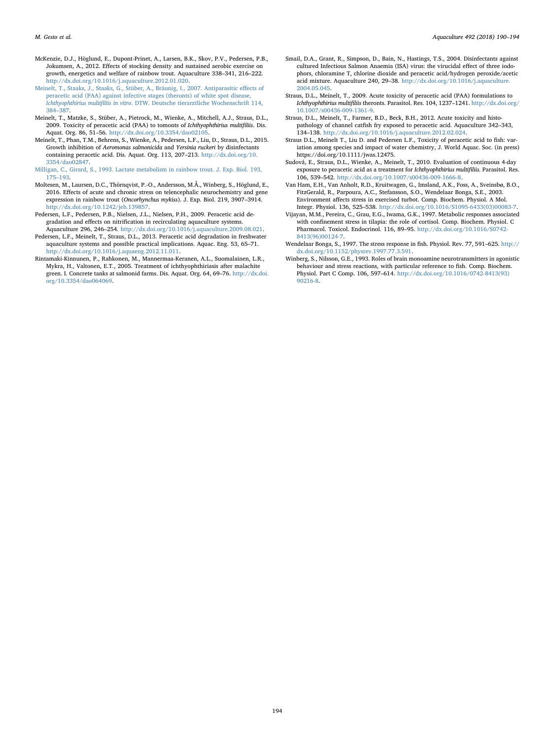McKenzie, D.J., Höglund, E., Dupont-Prinet, A., Larsen, B.K., Skov, P.V., Pedersen, P.B., Jokumsen, A., 2012. Effects of stocking density and sustained aerobic exercise on growth, energetics and welfare of rainbow trout. Aquaculture 338–341, 216–222. http://dx.doi.org/10.1016/j.aquaculture.2012.01.020.

Meinelt, T., Staaks, J., Staaks, G., Stüber, A., Bräunig, I., 2007. Antiparasitic effects of peracetic acid (PAA) against infective stages (theronts) of white spot disease, *Ichthyophthirius multifiliis in vitro*. DTW. Deutsche tierarztliche Wochenschrift 114, 384–387.

Meinelt, T., Matzke, S., Stüber, A., Pietrock, M., Wienke, A., Mitchell, A.J., Straus, D.L., 2009. Toxicity of peracetic acid (PAA) to tomonts of *Ichthyophthirius multifiliis*. Dis. Aquat. Org. 86, 51–56. http://dx.doi.org/10.3354/dao02105.

Meinelt, T., Phan, T.M., Behrens, S., Wienke, A., Pedersen, L.F., Liu, D., Straus, D.L., 2015. Growth inhibition of *Aeromonas salmonicida* and *Yersinia ruckeri* by disinfectants containing peracetic acid. Dis. Aquat. Org. 113, 207–213. http://dx.doi.org/10.3354/dao02847.

Milligan, C., Girard, S., 1993. Lactate metabolism in rainbow trout. J. Exp. Biol. 193, 175–193.

Moltesen, M., Laursen, D.C., Thörnqvist, P.-O., Andersson, M.Å., Winberg, S., Höglund, E., 2016. Effects of acute and chronic stress on telencephalic neurochemistry and gene expression in rainbow trout (*Oncorhynchus mykiss*). J. Exp. Biol. 219, 3907–3914. http://dx.doi.org/10.1242/jeb.139857.

Pedersen, L.F., Pedersen, P.B., Nielsen, J.L., Nielsen, P.H., 2009. Peracetic acid degradation and effects on nitrification in recirculating aquaculture systems. Aquaculture 296, 246–254. http://dx.doi.org/10.1016/j.aquaculture.2009.08.021.

Pedersen, L.F., Meinelt, T., Straus, D.L., 2013. Peracetic acid degradation in freshwater aquaculture systems and possible practical implications. Aquac. Eng. 53, 65–71. http://dx.doi.org/10.1016/j.aquaeng.2012.11.011.

Rintamaki-Kinnunen, P., Rahkonen, M., Mannermaa-Keranen, A.L., Suomalainen, L.R., Mykra, H., Valtonen, E.T., 2005. Treatment of ichthyophthiriasis after malachite green. I. Concrete tanks at salmonid farms. Dis. Aquat. Org. 64, 69–76. http://dx.doi.org/10.3354/dao064069.

Smail, D.A., Grant, R., Simpson, D., Bain, N., Hastings, T.S., 2004. Disinfectants against cultured Infectious Salmon Anaemia (ISA) virus: the virucidal effect of three iodophors, chloramine T, chlorine dioxide and peracetic acid/hydrogen peroxide/acetic acid mixture. Aquaculture 240, 29–38. http://dx.doi.org/10.1016/j.aquaculture.2004.05.045.

Straus, D.L., Meinelt, T., 2009. Acute toxicity of peracetic acid (PAA) formulations to *Ichthyophthirius multifiliis* theronts. Parasitol. Res. 104, 1237–1241. http://dx.doi.org/10.1007/s00436-009-1361-9.

Straus, D.L., Meinelt, T., Farmer, B.D., Beck, B.H., 2012. Acute toxicity and histopathology of channel catfish fry exposed to peracetic acid. Aquaculture 342–343, 134–138. http://dx.doi.org/10.1016/j.aquaculture.2012.02.024.

Straus D.L., Meinelt T., Liu D. and Pedersen L.F., Toxicity of peracetic acid to fish: variation among species and impact of water chemistry, J. World Aquac. Soc. (in press) https://doi.org/10.1111/jwas.12475.

Sudová, E., Straus, D.L., Wienke, A., Meinelt, T., 2010. Evaluation of continuous 4-day exposure to peracetic acid as a treatment for *Ichthyophthirius multifiliis*. Parasitol. Res. 106, 539–542. http://dx.doi.org/10.1007/s00436-009-1666-8.

Van Ham, E.H., Van Anholt, R.D., Kruitwagen, G., Imsland, A.K., Foss, A., Sveinsbø, B.O., FitzGerald, R., Parpoura, A.C., Stefansson, S.O., Wendelaar Bonga, S.E., 2003. Environment affects stress in exercised turbot. Comp. Biochem. Physiol. A Mol. Integr. Physiol. 136, 525–538. http://dx.doi.org/10.1016/S1095-6433(03)00083-7.

Vijayan, M.M., Pereira, C., Grau, E.G., Iwama, G.K., 1997. Metabolic responses associated with confinement stress in tilapia: the role of cortisol. Comp. Biochem. Physiol. C Pharmacol. Toxicol. Endocrinol. 116, 89–95. http://dx.doi.org/10.1016/S0742-8413(96)00124-7.

Wendelaar Bonga, S., 1997. The stress response in fish. Physiol. Rev. 77, 591–625. http://dx.doi.org/10.1152/physrev.1997.77.3.591.

Winberg, S., Nilsson, G.E., 1993. Roles of brain monoamine neurotransmitters in agonistic behaviour and stress reactions, with particular reference to fish. Comp. Biochem. Physiol. Part C Comp. 106, 597–614. http://dx.doi.org/10.1016/0742-8413(93)90216-8.